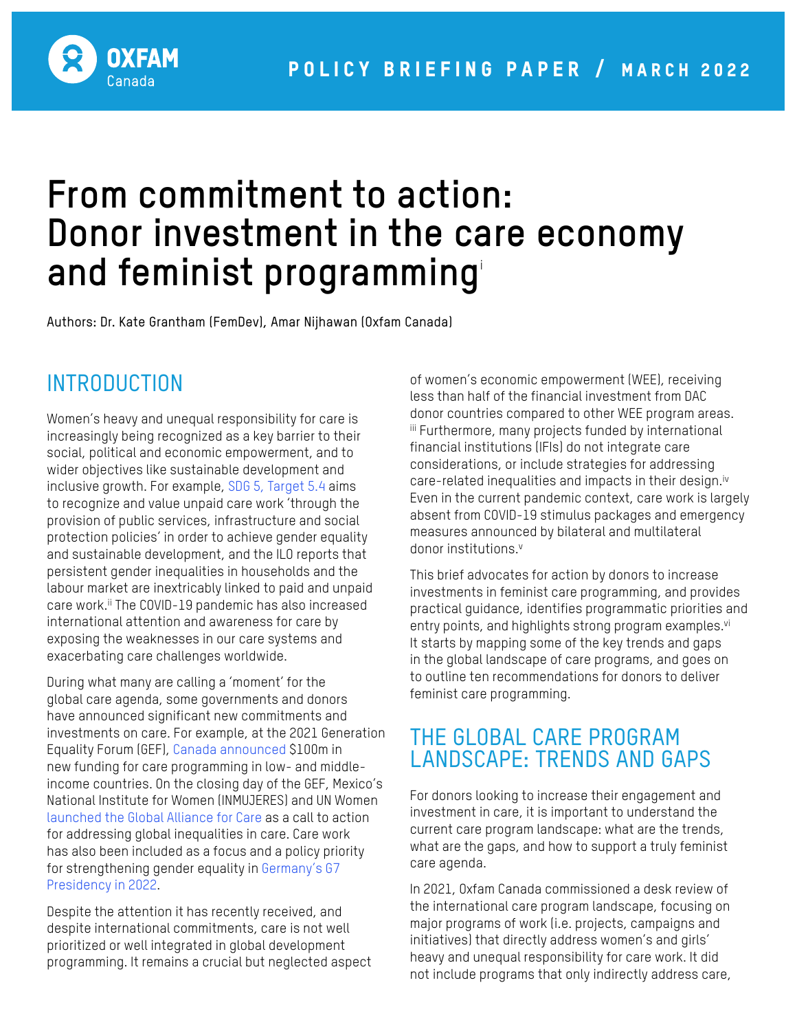POLICY BRIEFING PAPER / MARCH 2022

# From commitment to action: Donor investment in the care economy and feminist programming[i]

Authors: Dr. Kate Grantham (FemDev), Amar Nijhawan (Oxfam Canada)

## INTRODUCTION

Women's heavy and unequal responsibility for care is increasingly being recognized as a key barrier to their social, political and economic empowerment, and to wider objectives like sustainable development and inclusive growth. For example, SDG 5, Target 5.4 aims to recognize and value unpaid care work 'through the provision of public services, infrastructure and social protection policies' in order to achieve gender equality and sustainable development, and the ILO reports that persistent gender inequalities in households and the labour market are inextricably linked to paid and unpaid care work.[ii] The COVID-19 pandemic has also increased international attention and awareness for care by exposing the weaknesses in our care systems and exacerbating care challenges worldwide.

During what many are calling a 'moment' for the global care agenda, some governments and donors have announced significant new commitments and investments on care. For example, at the 2021 Generation Equality Forum (GEF), Canada announced $100m in new funding for care programming in low- and middle-income countries. On the closing day of the GEF, Mexico's National Institute for Women (INMUJERES) and UN Women launched the Global Alliance for Care as a call to action for addressing global inequalities in care. Care work has also been included as a focus and a policy priority for strengthening gender equality in Germany's G7 Presidency in 2022.

Despite the attention it has recently received, and despite international commitments, care is not well prioritized or well integrated in global development programming. It remains a crucial but neglected aspect of women's economic empowerment (WEE), receiving less than half of the financial investment from DAC donor countries compared to other WEE program areas.[iii] Furthermore, many projects funded by international financial institutions (IFIs) do not integrate care considerations, or include strategies for addressing care-related inequalities and impacts in their design.[iv] Even in the current pandemic context, care work is largely absent from COVID-19 stimulus packages and emergency measures announced by bilateral and multilateral donor institutions.[v]

This brief advocates for action by donors to increase investments in feminist care programming, and provides practical guidance, identifies programmatic priorities and entry points, and highlights strong program examples.[vi] It starts by mapping some of the key trends and gaps in the global landscape of care programs, and goes on to outline ten recommendations for donors to deliver feminist care programming.

## THE GLOBAL CARE PROGRAM LANDSCAPE: TRENDS AND GAPS

For donors looking to increase their engagement and investment in care, it is important to understand the current care program landscape: what are the trends, what are the gaps, and how to support a truly feminist care agenda.

In 2021, Oxfam Canada commissioned a desk review of the international care program landscape, focusing on major programs of work (i.e. projects, campaigns and initiatives) that directly address women's and girls' heavy and unequal responsibility for care work. It did not include programs that only indirectly address care,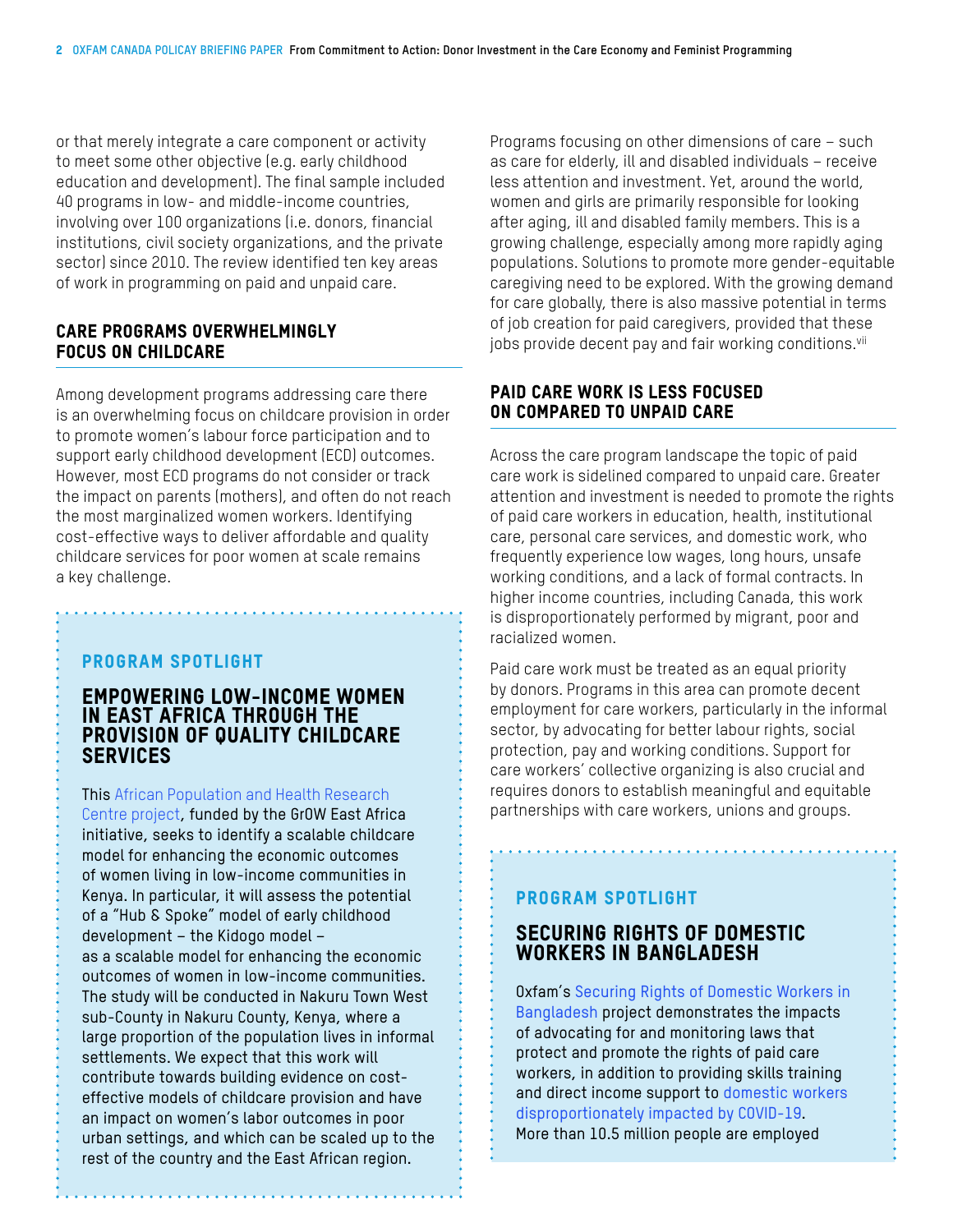or that merely integrate a care component or activity to meet some other objective (e.g. early childhood education and development). The final sample included 40 programs in low- and middle-income countries, involving over 100 organizations (i.e. donors, financial institutions, civil society organizations, and the private sector) since 2010. The review identified ten key areas of work in programming on paid and unpaid care.

## CARE PROGRAMS OVERWHELMINGLY FOCUS ON CHILDCARE

Among development programs addressing care there is an overwhelming focus on childcare provision in order to promote women's labour force participation and to support early childhood development (ECD) outcomes. However, most ECD programs do not consider or track the impact on parents (mothers), and often do not reach the most marginalized women workers. Identifying cost-effective ways to deliver affordable and quality childcare services for poor women at scale remains a key challenge.

### PROGRAM SPOTLIGHT

### EMPOWERING LOW-INCOME WOMEN IN EAST AFRICA THROUGH THE PROVISION OF QUALITY CHILDCARE SERVICES

This African Population and Health Research Centre project, funded by the GrOW East Africa initiative, seeks to identify a scalable childcare model for enhancing the economic outcomes of women living in low-income communities in Kenya. In particular, it will assess the potential of a "Hub & Spoke" model of early childhood development – the Kidogo model – as a scalable model for enhancing the economic outcomes of women in low-income communities. The study will be conducted in Nakuru Town West sub-County in Nakuru County, Kenya, where a large proportion of the population lives in informal settlements. We expect that this work will contribute towards building evidence on cost-effective models of childcare provision and have an impact on women's labor outcomes in poor urban settings, and which can be scaled up to the rest of the country and the East African region.

Programs focusing on other dimensions of care – such as care for elderly, ill and disabled individuals – receive less attention and investment. Yet, around the world, women and girls are primarily responsible for looking after aging, ill and disabled family members. This is a growing challenge, especially among more rapidly aging populations. Solutions to promote more gender-equitable caregiving need to be explored. With the growing demand for care globally, there is also massive potential in terms of job creation for paid caregivers, provided that these jobs provide decent pay and fair working conditions.[vii]

## PAID CARE WORK IS LESS FOCUSED ON COMPARED TO UNPAID CARE

Across the care program landscape the topic of paid care work is sidelined compared to unpaid care. Greater attention and investment is needed to promote the rights of paid care workers in education, health, institutional care, personal care services, and domestic work, who frequently experience low wages, long hours, unsafe working conditions, and a lack of formal contracts. In higher income countries, including Canada, this work is disproportionately performed by migrant, poor and racialized women.

Paid care work must be treated as an equal priority by donors. Programs in this area can promote decent employment for care workers, particularly in the informal sector, by advocating for better labour rights, social protection, pay and working conditions. Support for care workers' collective organizing is also crucial and requires donors to establish meaningful and equitable partnerships with care workers, unions and groups.

### PROGRAM SPOTLIGHT

### SECURING RIGHTS OF DOMESTIC WORKERS IN BANGLADESH

Oxfam's Securing Rights of Domestic Workers in Bangladesh project demonstrates the impacts of advocating for and monitoring laws that protect and promote the rights of paid care workers, in addition to providing skills training and direct income support to domestic workers disproportionately impacted by COVID-19. More than 10.5 million people are employed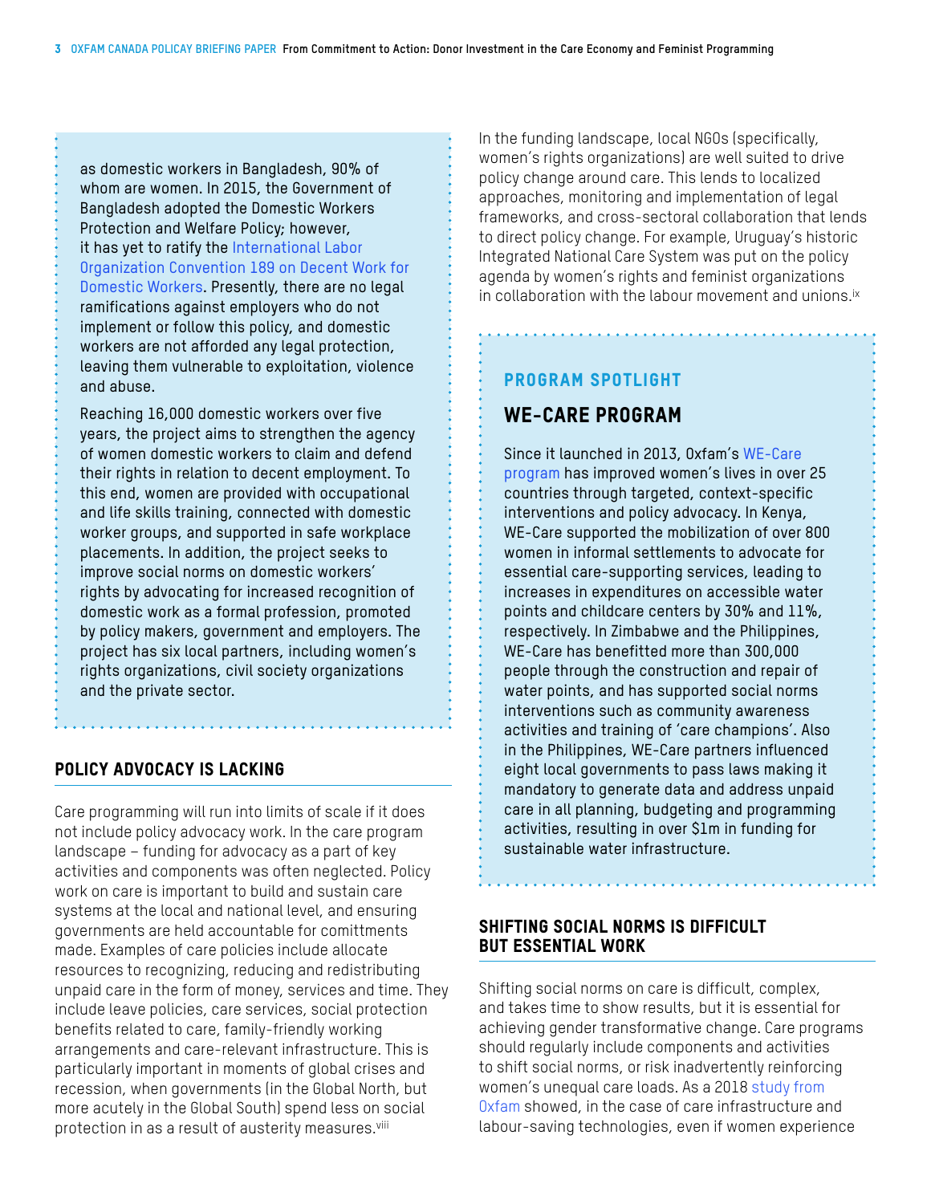as domestic workers in Bangladesh, 90% of whom are women. In 2015, the Government of Bangladesh adopted the Domestic Workers Protection and Welfare Policy; however, it has yet to ratify the International Labor Organization Convention 189 on Decent Work for Domestic Workers. Presently, there are no legal ramifications against employers who do not implement or follow this policy, and domestic workers are not afforded any legal protection, leaving them vulnerable to exploitation, violence and abuse.

Reaching 16,000 domestic workers over five years, the project aims to strengthen the agency of women domestic workers to claim and defend their rights in relation to decent employment. To this end, women are provided with occupational and life skills training, connected with domestic worker groups, and supported in safe workplace placements. In addition, the project seeks to improve social norms on domestic workers' rights by advocating for increased recognition of domestic work as a formal profession, promoted by policy makers, government and employers. The project has six local partners, including women's rights organizations, civil society organizations and the private sector.

## POLICY ADVOCACY IS LACKING

Care programming will run into limits of scale if it does not include policy advocacy work. In the care program landscape – funding for advocacy as a part of key activities and components was often neglected. Policy work on care is important to build and sustain care systems at the local and national level, and ensuring governments are held accountable for comittments made. Examples of care policies include allocate resources to recognizing, reducing and redistributing unpaid care in the form of money, services and time. They include leave policies, care services, social protection benefits related to care, family-friendly working arrangements and care-relevant infrastructure. This is particularly important in moments of global crises and recession, when governments (in the Global North, but more acutely in the Global South) spend less on social protection in as a result of austerity measures.[viii]

In the funding landscape, local NGOs (specifically, women's rights organizations) are well suited to drive policy change around care. This lends to localized approaches, monitoring and implementation of legal frameworks, and cross-sectoral collaboration that lends to direct policy change. For example, Uruguay's historic Integrated National Care System was put on the policy agenda by women's rights and feminist organizations in collaboration with the labour movement and unions.[ix]

### PROGRAM SPOTLIGHT

### WE-CARE PROGRAM

Since it launched in 2013, Oxfam's WE-Care program has improved women's lives in over 25 countries through targeted, context-specific interventions and policy advocacy. In Kenya, WE-Care supported the mobilization of over 800 women in informal settlements to advocate for essential care-supporting services, leading to increases in expenditures on accessible water points and childcare centers by 30% and 11%, respectively. In Zimbabwe and the Philippines, WE-Care has benefitted more than 300,000 people through the construction and repair of water points, and has supported social norms interventions such as community awareness activities and training of 'care champions'. Also in the Philippines, WE-Care partners influenced eight local governments to pass laws making it mandatory to generate data and address unpaid care in all planning, budgeting and programming activities, resulting in over $1m in funding for sustainable water infrastructure.

## SHIFTING SOCIAL NORMS IS DIFFICULT BUT ESSENTIAL WORK

Shifting social norms on care is difficult, complex, and takes time to show results, but it is essential for achieving gender transformative change. Care programs should regularly include components and activities to shift social norms, or risk inadvertently reinforcing women's unequal care loads. As a 2018 study from Oxfam showed, in the case of care infrastructure and labour-saving technologies, even if women experience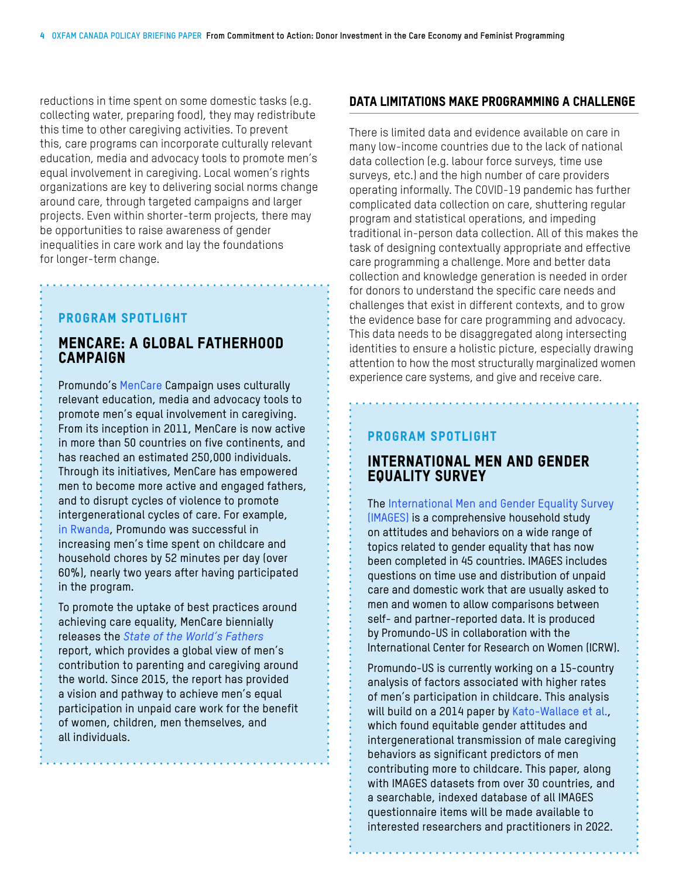reductions in time spent on some domestic tasks (e.g. collecting water, preparing food), they may redistribute this time to other caregiving activities. To prevent this, care programs can incorporate culturally relevant education, media and advocacy tools to promote men's equal involvement in caregiving. Local women's rights organizations are key to delivering social norms change around care, through targeted campaigns and larger projects. Even within shorter-term projects, there may be opportunities to raise awareness of gender inequalities in care work and lay the foundations for longer-term change.

**PROGRAM SPOTLIGHT**

### MENCARE: A GLOBAL FATHERHOOD CAMPAIGN

Promundo's MenCare Campaign uses culturally relevant education, media and advocacy tools to promote men's equal involvement in caregiving. From its inception in 2011, MenCare is now active in more than 50 countries on five continents, and has reached an estimated 250,000 individuals. Through its initiatives, MenCare has empowered men to become more active and engaged fathers, and to disrupt cycles of violence to promote intergenerational cycles of care. For example, in Rwanda, Promundo was successful in increasing men's time spent on childcare and household chores by 52 minutes per day (over 60%), nearly two years after having participated in the program.

To promote the uptake of best practices around achieving care equality, MenCare biennially releases the *State of the World's Fathers* report, which provides a global view of men's contribution to parenting and caregiving around the world. Since 2015, the report has provided a vision and pathway to achieve men's equal participation in unpaid care work for the benefit of women, children, men themselves, and all individuals.

## DATA LIMITATIONS MAKE PROGRAMMING A CHALLENGE

There is limited data and evidence available on care in many low-income countries due to the lack of national data collection (e.g. labour force surveys, time use surveys, etc.) and the high number of care providers operating informally. The COVID-19 pandemic has further complicated data collection on care, shuttering regular program and statistical operations, and impeding traditional in-person data collection. All of this makes the task of designing contextually appropriate and effective care programming a challenge. More and better data collection and knowledge generation is needed in order for donors to understand the specific care needs and challenges that exist in different contexts, and to grow the evidence base for care programming and advocacy. This data needs to be disaggregated along intersecting identities to ensure a holistic picture, especially drawing attention to how the most structurally marginalized women experience care systems, and give and receive care.

**PROGRAM SPOTLIGHT**

### INTERNATIONAL MEN AND GENDER EQUALITY SURVEY

The International Men and Gender Equality Survey (IMAGES) is a comprehensive household study on attitudes and behaviors on a wide range of topics related to gender equality that has now been completed in 45 countries. IMAGES includes questions on time use and distribution of unpaid care and domestic work that are usually asked to men and women to allow comparisons between self- and partner-reported data. It is produced by Promundo-US in collaboration with the International Center for Research on Women (ICRW).

Promundo-US is currently working on a 15-country analysis of factors associated with higher rates of men's participation in childcare. This analysis will build on a 2014 paper by Kato-Wallace et al., which found equitable gender attitudes and intergenerational transmission of male caregiving behaviors as significant predictors of men contributing more to childcare. This paper, along with IMAGES datasets from over 30 countries, and a searchable, indexed database of all IMAGES questionnaire items will be made available to interested researchers and practitioners in 2022.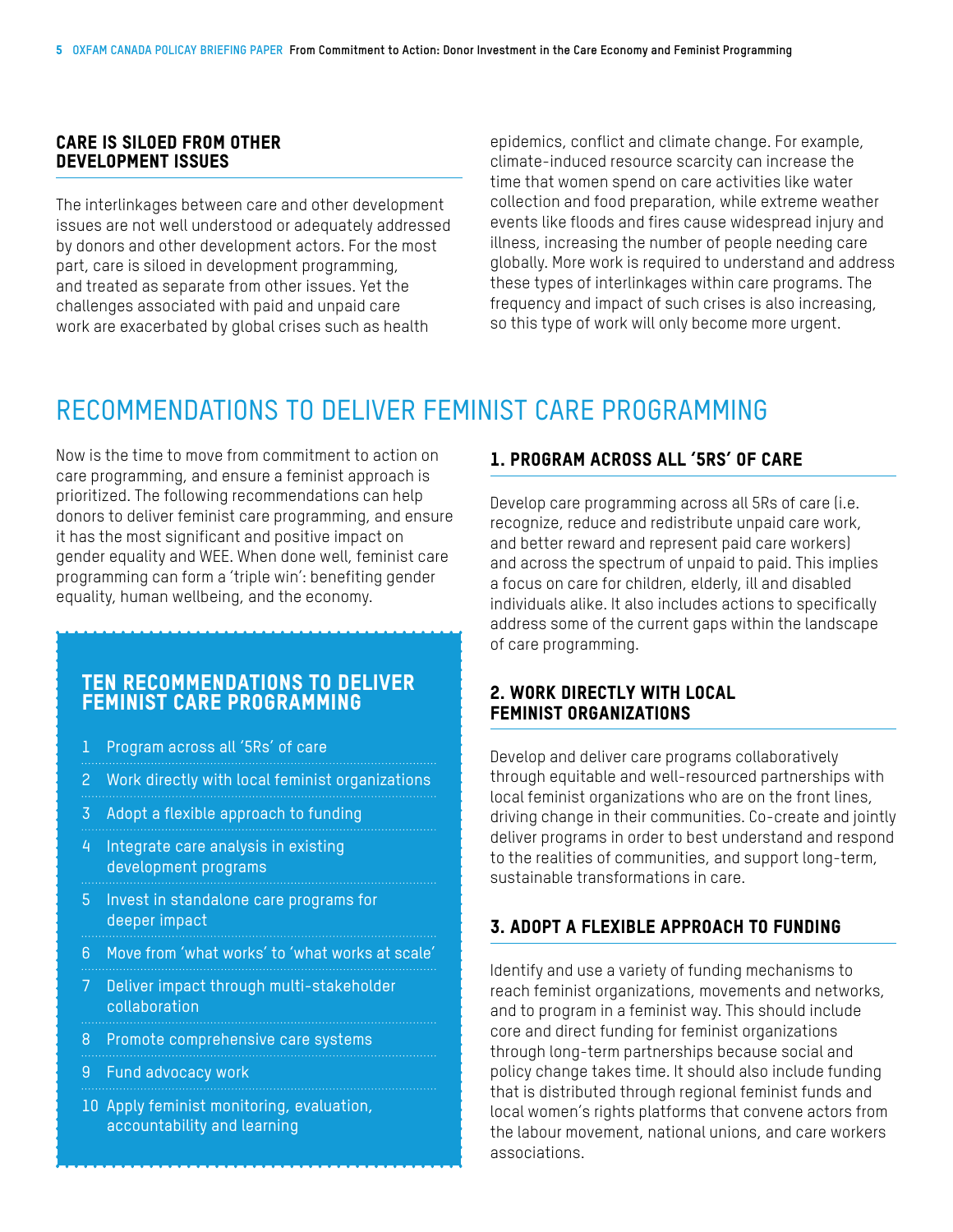### CARE IS SILOED FROM OTHER DEVELOPMENT ISSUES

The interlinkages between care and other development issues are not well understood or adequately addressed by donors and other development actors. For the most part, care is siloed in development programming, and treated as separate from other issues. Yet the challenges associated with paid and unpaid care work are exacerbated by global crises such as health epidemics, conflict and climate change. For example, climate-induced resource scarcity can increase the time that women spend on care activities like water collection and food preparation, while extreme weather events like floods and fires cause widespread injury and illness, increasing the number of people needing care globally. More work is required to understand and address these types of interlinkages within care programs. The frequency and impact of such crises is also increasing, so this type of work will only become more urgent.

## RECOMMENDATIONS TO DELIVER FEMINIST CARE PROGRAMMING

Now is the time to move from commitment to action on care programming, and ensure a feminist approach is prioritized. The following recommendations can help donors to deliver feminist care programming, and ensure it has the most significant and positive impact on gender equality and WEE. When done well, feminist care programming can form a 'triple win': benefiting gender equality, human wellbeing, and the economy.

### TEN RECOMMENDATIONS TO DELIVER FEMINIST CARE PROGRAMMING

1. Program across all '5Rs' of care
2. Work directly with local feminist organizations
3. Adopt a flexible approach to funding
4. Integrate care analysis in existing development programs
5. Invest in standalone care programs for deeper impact
6. Move from 'what works' to 'what works at scale'
7. Deliver impact through multi-stakeholder collaboration
8. Promote comprehensive care systems
9. Fund advocacy work
10. Apply feminist monitoring, evaluation, accountability and learning

### 1. PROGRAM ACROSS ALL '5RS' OF CARE

Develop care programming across all 5Rs of care (i.e. recognize, reduce and redistribute unpaid care work, and better reward and represent paid care workers) and across the spectrum of unpaid to paid. This implies a focus on care for children, elderly, ill and disabled individuals alike. It also includes actions to specifically address some of the current gaps within the landscape of care programming.

### 2. WORK DIRECTLY WITH LOCAL FEMINIST ORGANIZATIONS

Develop and deliver care programs collaboratively through equitable and well-resourced partnerships with local feminist organizations who are on the front lines, driving change in their communities. Co-create and jointly deliver programs in order to best understand and respond to the realities of communities, and support long-term, sustainable transformations in care.

### 3. ADOPT A FLEXIBLE APPROACH TO FUNDING

Identify and use a variety of funding mechanisms to reach feminist organizations, movements and networks, and to program in a feminist way. This should include core and direct funding for feminist organizations through long-term partnerships because social and policy change takes time. It should also include funding that is distributed through regional feminist funds and local women's rights platforms that convene actors from the labour movement, national unions, and care workers associations.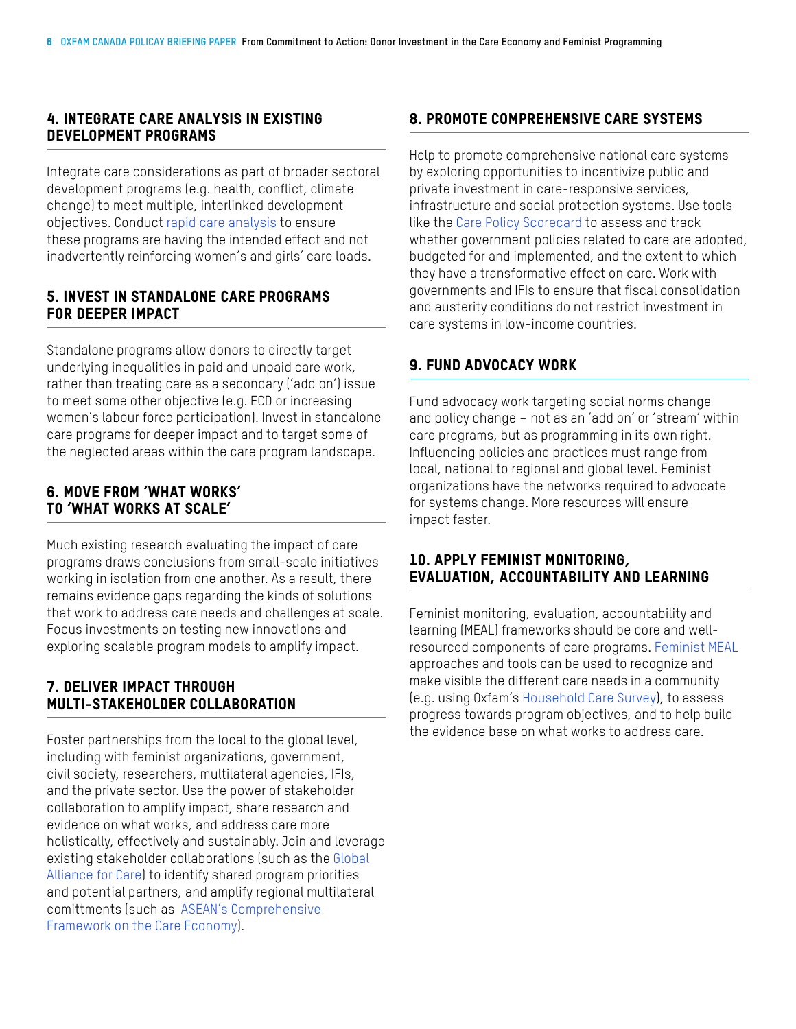## 4. INTEGRATE CARE ANALYSIS IN EXISTING DEVELOPMENT PROGRAMS

Integrate care considerations as part of broader sectoral development programs (e.g. health, conflict, climate change) to meet multiple, interlinked development objectives. Conduct rapid care analysis to ensure these programs are having the intended effect and not inadvertently reinforcing women's and girls' care loads.

## 5. INVEST IN STANDALONE CARE PROGRAMS FOR DEEPER IMPACT

Standalone programs allow donors to directly target underlying inequalities in paid and unpaid care work, rather than treating care as a secondary ('add on') issue to meet some other objective (e.g. ECD or increasing women's labour force participation). Invest in standalone care programs for deeper impact and to target some of the neglected areas within the care program landscape.

## 6. MOVE FROM 'WHAT WORKS' TO 'WHAT WORKS AT SCALE'

Much existing research evaluating the impact of care programs draws conclusions from small-scale initiatives working in isolation from one another. As a result, there remains evidence gaps regarding the kinds of solutions that work to address care needs and challenges at scale. Focus investments on testing new innovations and exploring scalable program models to amplify impact.

## 7. DELIVER IMPACT THROUGH MULTI-STAKEHOLDER COLLABORATION

Foster partnerships from the local to the global level, including with feminist organizations, government, civil society, researchers, multilateral agencies, IFIs, and the private sector. Use the power of stakeholder collaboration to amplify impact, share research and evidence on what works, and address care more holistically, effectively and sustainably. Join and leverage existing stakeholder collaborations (such as the Global Alliance for Care) to identify shared program priorities and potential partners, and amplify regional multilateral comittments (such as ASEAN's Comprehensive Framework on the Care Economy).

## 8. PROMOTE COMPREHENSIVE CARE SYSTEMS

Help to promote comprehensive national care systems by exploring opportunities to incentivize public and private investment in care-responsive services, infrastructure and social protection systems. Use tools like the Care Policy Scorecard to assess and track whether government policies related to care are adopted, budgeted for and implemented, and the extent to which they have a transformative effect on care. Work with governments and IFIs to ensure that fiscal consolidation and austerity conditions do not restrict investment in care systems in low-income countries.

## 9. FUND ADVOCACY WORK

Fund advocacy work targeting social norms change and policy change – not as an 'add on' or 'stream' within care programs, but as programming in its own right. Influencing policies and practices must range from local, national to regional and global level. Feminist organizations have the networks required to advocate for systems change. More resources will ensure impact faster.

## 10. APPLY FEMINIST MONITORING, EVALUATION, ACCOUNTABILITY AND LEARNING

Feminist monitoring, evaluation, accountability and learning (MEAL) frameworks should be core and well-resourced components of care programs. Feminist MEAL approaches and tools can be used to recognize and make visible the different care needs in a community (e.g. using Oxfam's Household Care Survey), to assess progress towards program objectives, and to help build the evidence base on what works to address care.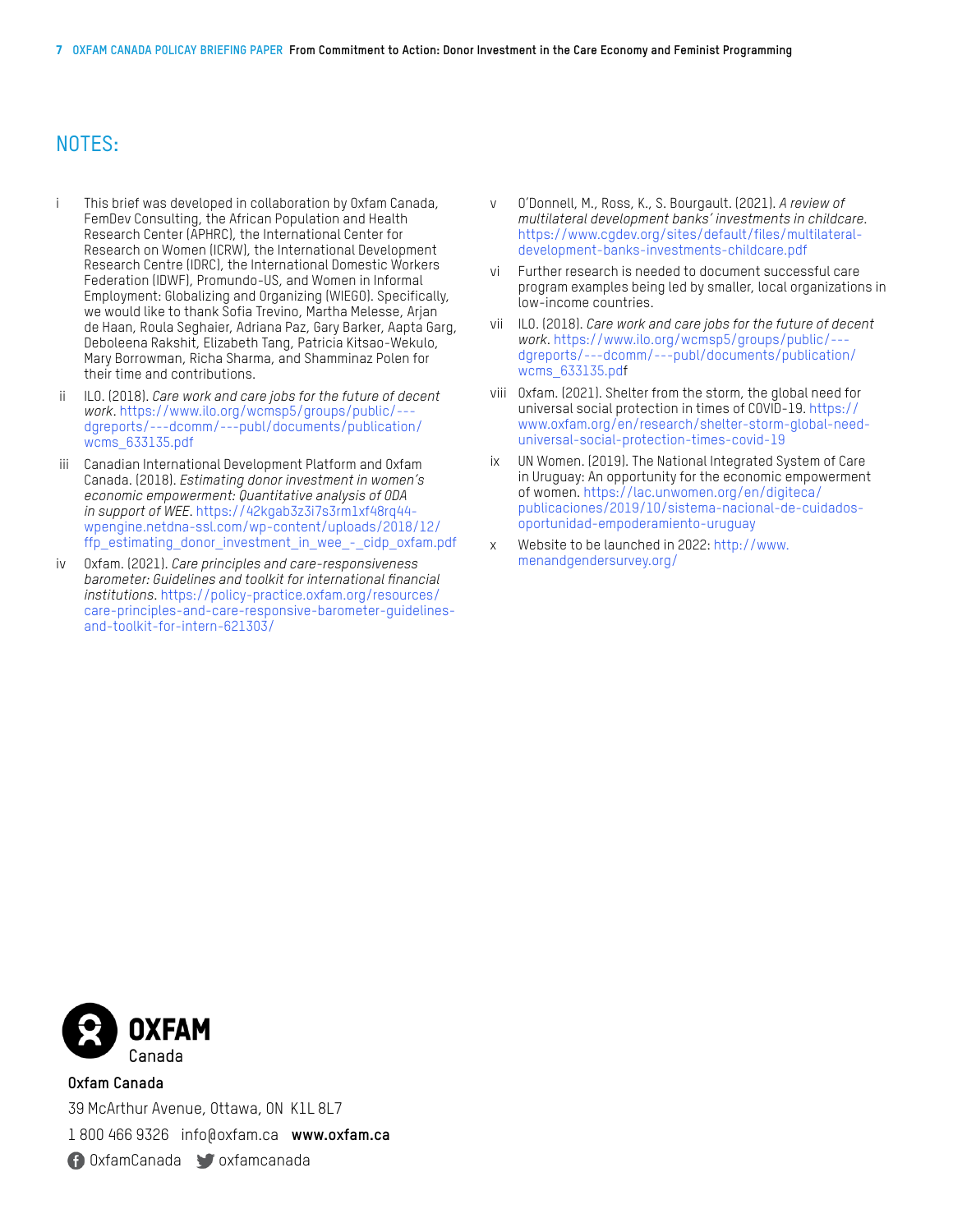## NOTES:

i This brief was developed in collaboration by Oxfam Canada, FemDev Consulting, the African Population and Health Research Center (APHRC), the International Center for Research on Women (ICRW), the International Development Research Centre (IDRC), the International Domestic Workers Federation (IDWF), Promundo-US, and Women in Informal Employment: Globalizing and Organizing (WIEGO). Specifically, we would like to thank Sofia Trevino, Martha Melesse, Arjan de Haan, Roula Seghaier, Adriana Paz, Gary Barker, Aapta Garg, Deboleena Rakshit, Elizabeth Tang, Patricia Kitsao-Wekulo, Mary Borrowman, Richa Sharma, and Shamminaz Polen for their time and contributions.

ii ILO. (2018). *Care work and care jobs for the future of decent work*. https://www.ilo.org/wcmsp5/groups/public/---dgreports/---dcomm/---publ/documents/publication/wcms_633135.pdf

iii Canadian International Development Platform and Oxfam Canada. (2018). *Estimating donor investment in women's economic empowerment: Quantitative analysis of ODA in support of WEE*. https://42kgab3z3i7s3rm1xf48rq44-wpengine.netdna-ssl.com/wp-content/uploads/2018/12/ffp_estimating_donor_investment_in_wee_-_cidp_oxfam.pdf

iv Oxfam. (2021). *Care principles and care-responsiveness barometer: Guidelines and toolkit for international financial institutions*. https://policy-practice.oxfam.org/resources/care-principles-and-care-responsive-barometer-guidelines-and-toolkit-for-intern-621303/

v O'Donnell, M., Ross, K., S. Bourgault. (2021). *A review of multilateral development banks' investments in childcare*. https://www.cgdev.org/sites/default/files/multilateral-development-banks-investments-childcare.pdf

vi Further research is needed to document successful care program examples being led by smaller, local organizations in low-income countries.

vii ILO. (2018). *Care work and care jobs for the future of decent work*. https://www.ilo.org/wcmsp5/groups/public/---dgreports/---dcomm/---publ/documents/publication/wcms_633135.pdf

viii Oxfam. (2021). Shelter from the storm, the global need for universal social protection in times of COVID-19. https://www.oxfam.org/en/research/shelter-storm-global-need-universal-social-protection-times-covid-19

ix UN Women. (2019). The National Integrated System of Care in Uruguay: An opportunity for the economic empowerment of women. https://lac.unwomen.org/en/digiteca/publicaciones/2019/10/sistema-nacional-de-cuidados-oportunidad-empoderamiento-uruguay

x Website to be launched in 2022: http://www.menandgendersurvey.org/

OXFAM Canada

**Oxfam Canada**

39 McArthur Avenue, Ottawa, ON K1L 8L7

1 800 466 9326 info@oxfam.ca **www.oxfam.ca**

OxfamCanada oxfamcanada